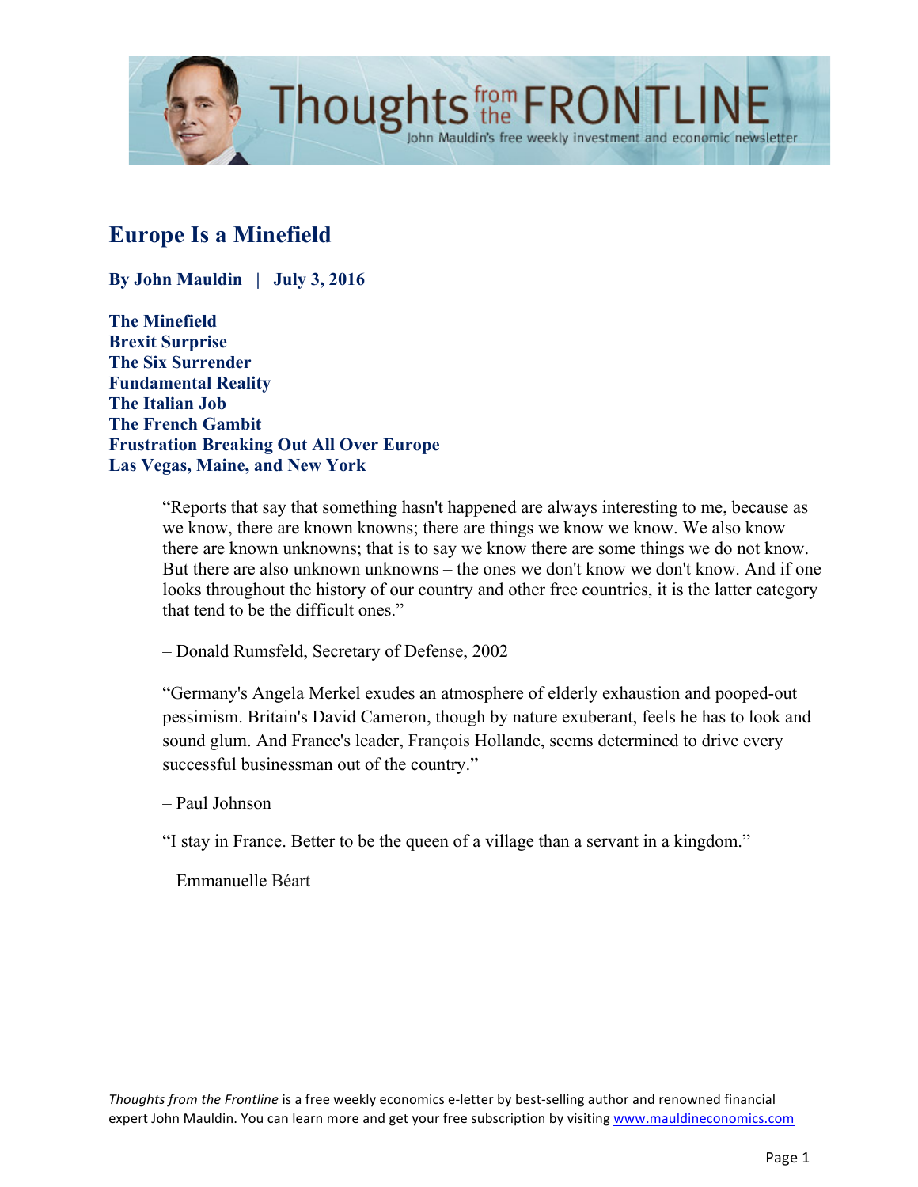# Europe Is a Minefield

**By John Mauldin | July 3, 2016**

**The Minefield**
**Brexit Surprise**
**The Six Surrender**
**Fundamental Reality**
**The Italian Job**
**The French Gambit**
**Frustration Breaking Out All Over Europe**
**Las Vegas, Maine, and New York**

> "Reports that say that something hasn't happened are always interesting to me, because as we know, there are known knowns; there are things we know we know. We also know there are known unknowns; that is to say we know there are some things we do not know. But there are also unknown unknowns – the ones we don't know we don't know. And if one looks throughout the history of our country and other free countries, it is the latter category that tend to be the difficult ones."
>
> – Donald Rumsfeld, Secretary of Defense, 2002
>
> "Germany's Angela Merkel exudes an atmosphere of elderly exhaustion and pooped-out pessimism. Britain's David Cameron, though by nature exuberant, feels he has to look and sound glum. And France's leader, François Hollande, seems determined to drive every successful businessman out of the country."
>
> – Paul Johnson
>
> "I stay in France. Better to be the queen of a village than a servant in a kingdom."
>
> – Emmanuelle Béart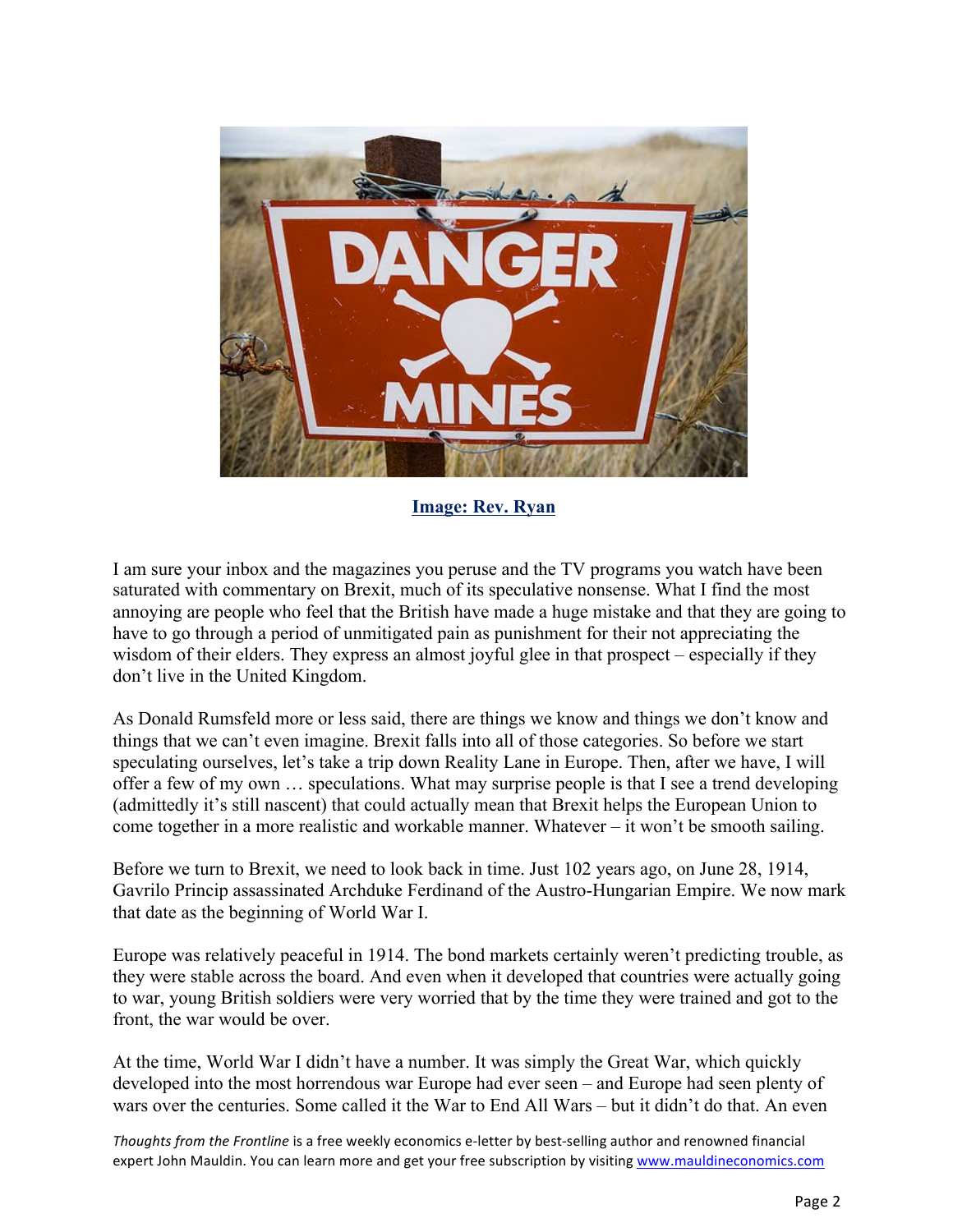**Image: Rev. Ryan**

I am sure your inbox and the magazines you peruse and the TV programs you watch have been saturated with commentary on Brexit, much of its speculative nonsense. What I find the most annoying are people who feel that the British have made a huge mistake and that they are going to have to go through a period of unmitigated pain as punishment for their not appreciating the wisdom of their elders. They express an almost joyful glee in that prospect – especially if they don't live in the United Kingdom.

As Donald Rumsfeld more or less said, there are things we know and things we don't know and things that we can't even imagine. Brexit falls into all of those categories. So before we start speculating ourselves, let's take a trip down Reality Lane in Europe. Then, after we have, I will offer a few of my own … speculations. What may surprise people is that I see a trend developing (admittedly it's still nascent) that could actually mean that Brexit helps the European Union to come together in a more realistic and workable manner. Whatever – it won't be smooth sailing.

Before we turn to Brexit, we need to look back in time. Just 102 years ago, on June 28, 1914, Gavrilo Princip assassinated Archduke Ferdinand of the Austro-Hungarian Empire. We now mark that date as the beginning of World War I.

Europe was relatively peaceful in 1914. The bond markets certainly weren't predicting trouble, as they were stable across the board. And even when it developed that countries were actually going to war, young British soldiers were very worried that by the time they were trained and got to the front, the war would be over.

At the time, World War I didn't have a number. It was simply the Great War, which quickly developed into the most horrendous war Europe had ever seen – and Europe had seen plenty of wars over the centuries. Some called it the War to End All Wars – but it didn't do that. An even

*Thoughts from the Frontline* is a free weekly economics e-letter by best-selling author and renowned financial expert John Mauldin. You can learn more and get your free subscription by visiting www.mauldineconomics.com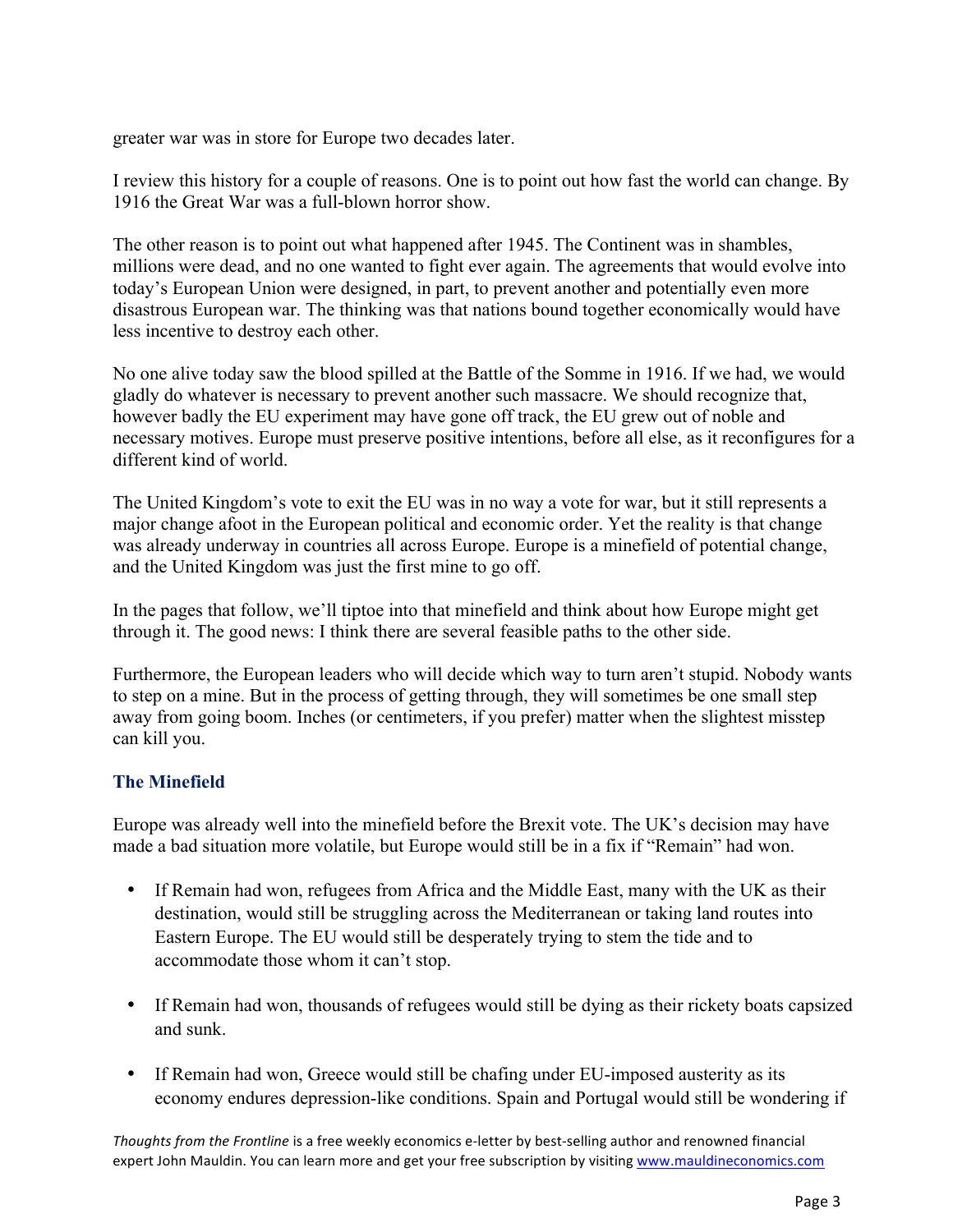greater war was in store for Europe two decades later.

I review this history for a couple of reasons. One is to point out how fast the world can change. By 1916 the Great War was a full-blown horror show.

The other reason is to point out what happened after 1945. The Continent was in shambles, millions were dead, and no one wanted to fight ever again. The agreements that would evolve into today's European Union were designed, in part, to prevent another and potentially even more disastrous European war. The thinking was that nations bound together economically would have less incentive to destroy each other.

No one alive today saw the blood spilled at the Battle of the Somme in 1916. If we had, we would gladly do whatever is necessary to prevent another such massacre. We should recognize that, however badly the EU experiment may have gone off track, the EU grew out of noble and necessary motives. Europe must preserve positive intentions, before all else, as it reconfigures for a different kind of world.

The United Kingdom's vote to exit the EU was in no way a vote for war, but it still represents a major change afoot in the European political and economic order. Yet the reality is that change was already underway in countries all across Europe. Europe is a minefield of potential change, and the United Kingdom was just the first mine to go off.

In the pages that follow, we'll tiptoe into that minefield and think about how Europe might get through it. The good news: I think there are several feasible paths to the other side.

Furthermore, the European leaders who will decide which way to turn aren't stupid. Nobody wants to step on a mine. But in the process of getting through, they will sometimes be one small step away from going boom. Inches (or centimeters, if you prefer) matter when the slightest misstep can kill you.

### The Minefield

Europe was already well into the minefield before the Brexit vote. The UK's decision may have made a bad situation more volatile, but Europe would still be in a fix if "Remain" had won.

- If Remain had won, refugees from Africa and the Middle East, many with the UK as their destination, would still be struggling across the Mediterranean or taking land routes into Eastern Europe. The EU would still be desperately trying to stem the tide and to accommodate those whom it can't stop.
- If Remain had won, thousands of refugees would still be dying as their rickety boats capsized and sunk.
- If Remain had won, Greece would still be chafing under EU-imposed austerity as its economy endures depression-like conditions. Spain and Portugal would still be wondering if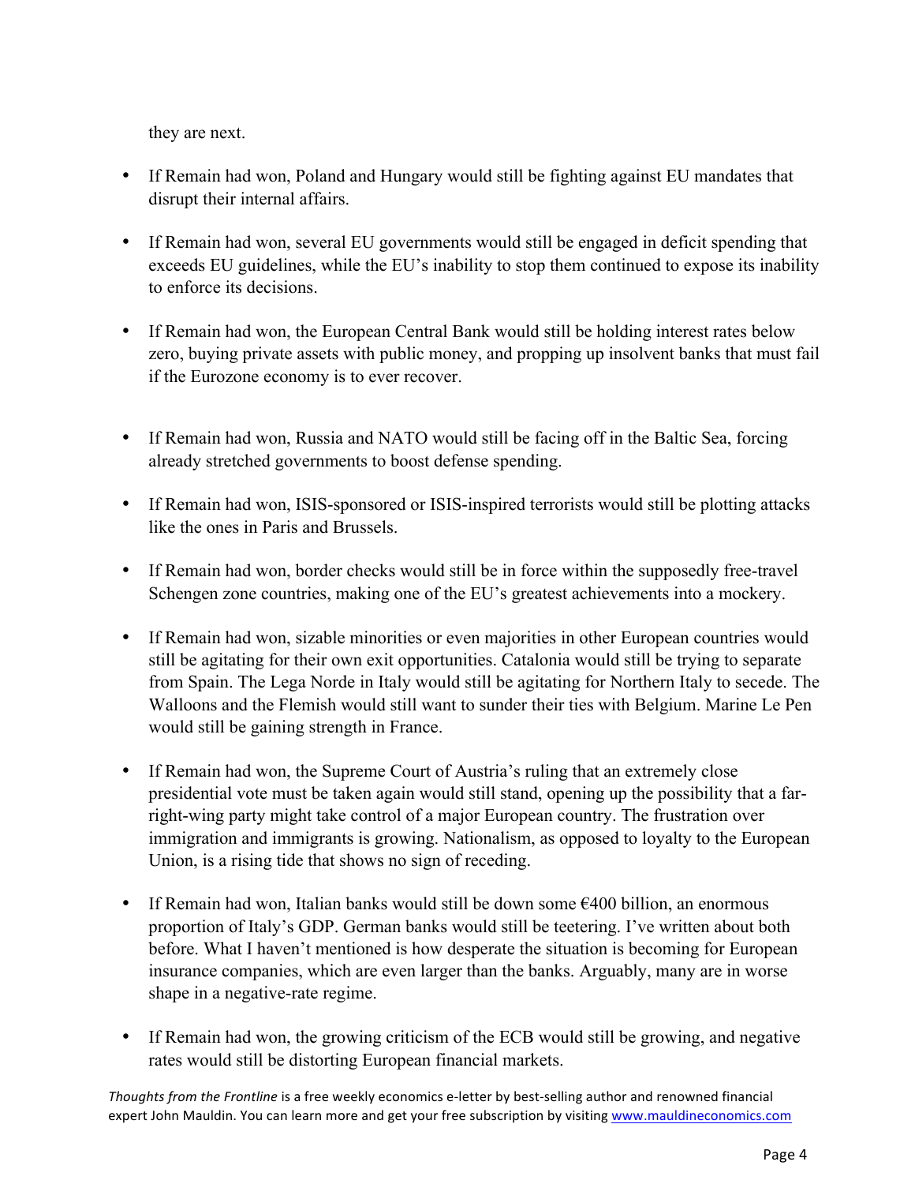they are next.

- If Remain had won, Poland and Hungary would still be fighting against EU mandates that disrupt their internal affairs.
- If Remain had won, several EU governments would still be engaged in deficit spending that exceeds EU guidelines, while the EU's inability to stop them continued to expose its inability to enforce its decisions.
- If Remain had won, the European Central Bank would still be holding interest rates below zero, buying private assets with public money, and propping up insolvent banks that must fail if the Eurozone economy is to ever recover.
- If Remain had won, Russia and NATO would still be facing off in the Baltic Sea, forcing already stretched governments to boost defense spending.
- If Remain had won, ISIS-sponsored or ISIS-inspired terrorists would still be plotting attacks like the ones in Paris and Brussels.
- If Remain had won, border checks would still be in force within the supposedly free-travel Schengen zone countries, making one of the EU's greatest achievements into a mockery.
- If Remain had won, sizable minorities or even majorities in other European countries would still be agitating for their own exit opportunities. Catalonia would still be trying to separate from Spain. The Lega Norde in Italy would still be agitating for Northern Italy to secede. The Walloons and the Flemish would still want to sunder their ties with Belgium. Marine Le Pen would still be gaining strength in France.
- If Remain had won, the Supreme Court of Austria's ruling that an extremely close presidential vote must be taken again would still stand, opening up the possibility that a far-right-wing party might take control of a major European country. The frustration over immigration and immigrants is growing. Nationalism, as opposed to loyalty to the European Union, is a rising tide that shows no sign of receding.
- If Remain had won, Italian banks would still be down some €400 billion, an enormous proportion of Italy's GDP. German banks would still be teetering. I've written about both before. What I haven't mentioned is how desperate the situation is becoming for European insurance companies, which are even larger than the banks. Arguably, many are in worse shape in a negative-rate regime.
- If Remain had won, the growing criticism of the ECB would still be growing, and negative rates would still be distorting European financial markets.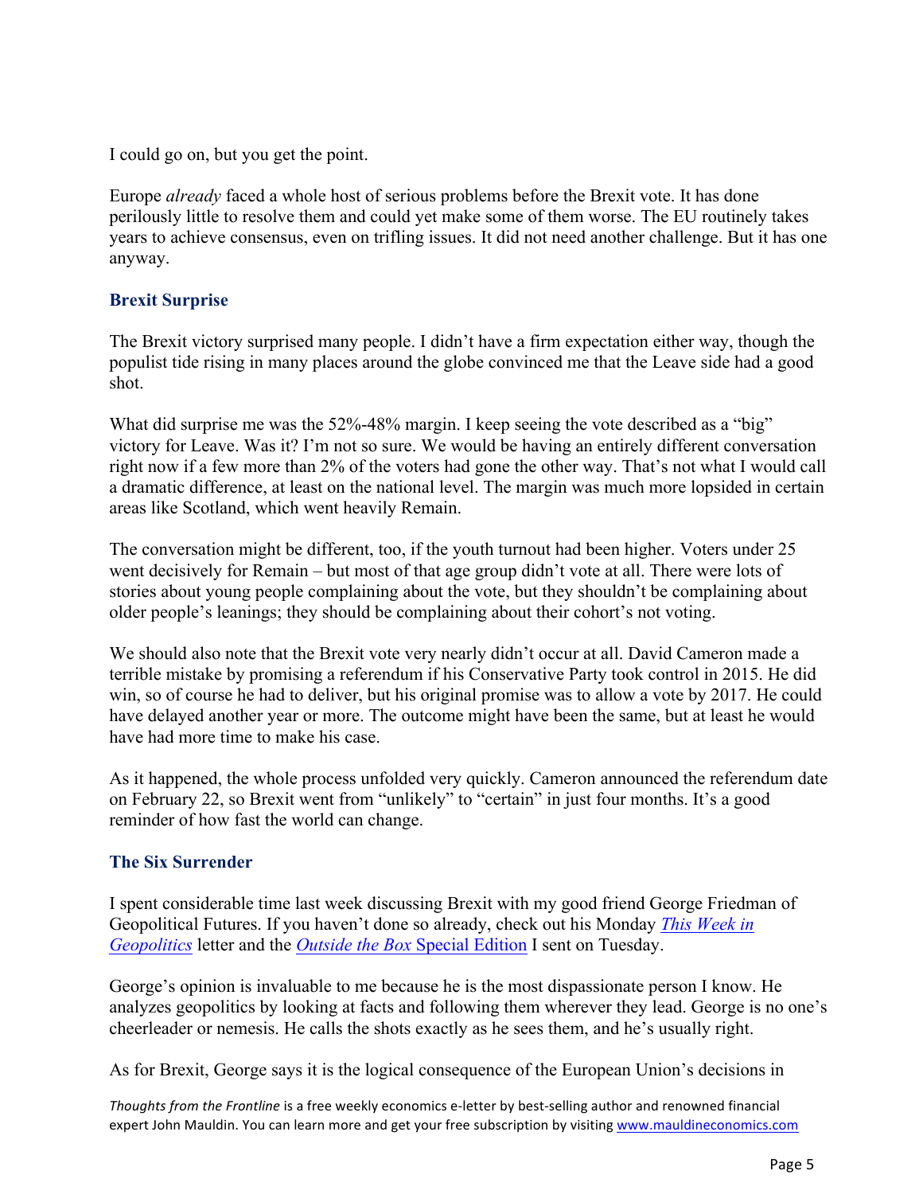I could go on, but you get the point.

Europe *already* faced a whole host of serious problems before the Brexit vote. It has done perilously little to resolve them and could yet make some of them worse. The EU routinely takes years to achieve consensus, even on trifling issues. It did not need another challenge. But it has one anyway.

### Brexit Surprise

The Brexit victory surprised many people. I didn't have a firm expectation either way, though the populist tide rising in many places around the globe convinced me that the Leave side had a good shot.

What did surprise me was the 52%-48% margin. I keep seeing the vote described as a "big" victory for Leave. Was it? I'm not so sure. We would be having an entirely different conversation right now if a few more than 2% of the voters had gone the other way. That's not what I would call a dramatic difference, at least on the national level. The margin was much more lopsided in certain areas like Scotland, which went heavily Remain.

The conversation might be different, too, if the youth turnout had been higher. Voters under 25 went decisively for Remain – but most of that age group didn't vote at all. There were lots of stories about young people complaining about the vote, but they shouldn't be complaining about older people's leanings; they should be complaining about their cohort's not voting.

We should also note that the Brexit vote very nearly didn't occur at all. David Cameron made a terrible mistake by promising a referendum if his Conservative Party took control in 2015. He did win, so of course he had to deliver, but his original promise was to allow a vote by 2017. He could have delayed another year or more. The outcome might have been the same, but at least he would have had more time to make his case.

As it happened, the whole process unfolded very quickly. Cameron announced the referendum date on February 22, so Brexit went from "unlikely" to "certain" in just four months. It's a good reminder of how fast the world can change.

### The Six Surrender

I spent considerable time last week discussing Brexit with my good friend George Friedman of Geopolitical Futures. If you haven't done so already, check out his Monday *This Week in Geopolitics* letter and the *Outside the Box* Special Edition I sent on Tuesday.

George's opinion is invaluable to me because he is the most dispassionate person I know. He analyzes geopolitics by looking at facts and following them wherever they lead. George is no one's cheerleader or nemesis. He calls the shots exactly as he sees them, and he's usually right.

As for Brexit, George says it is the logical consequence of the European Union's decisions in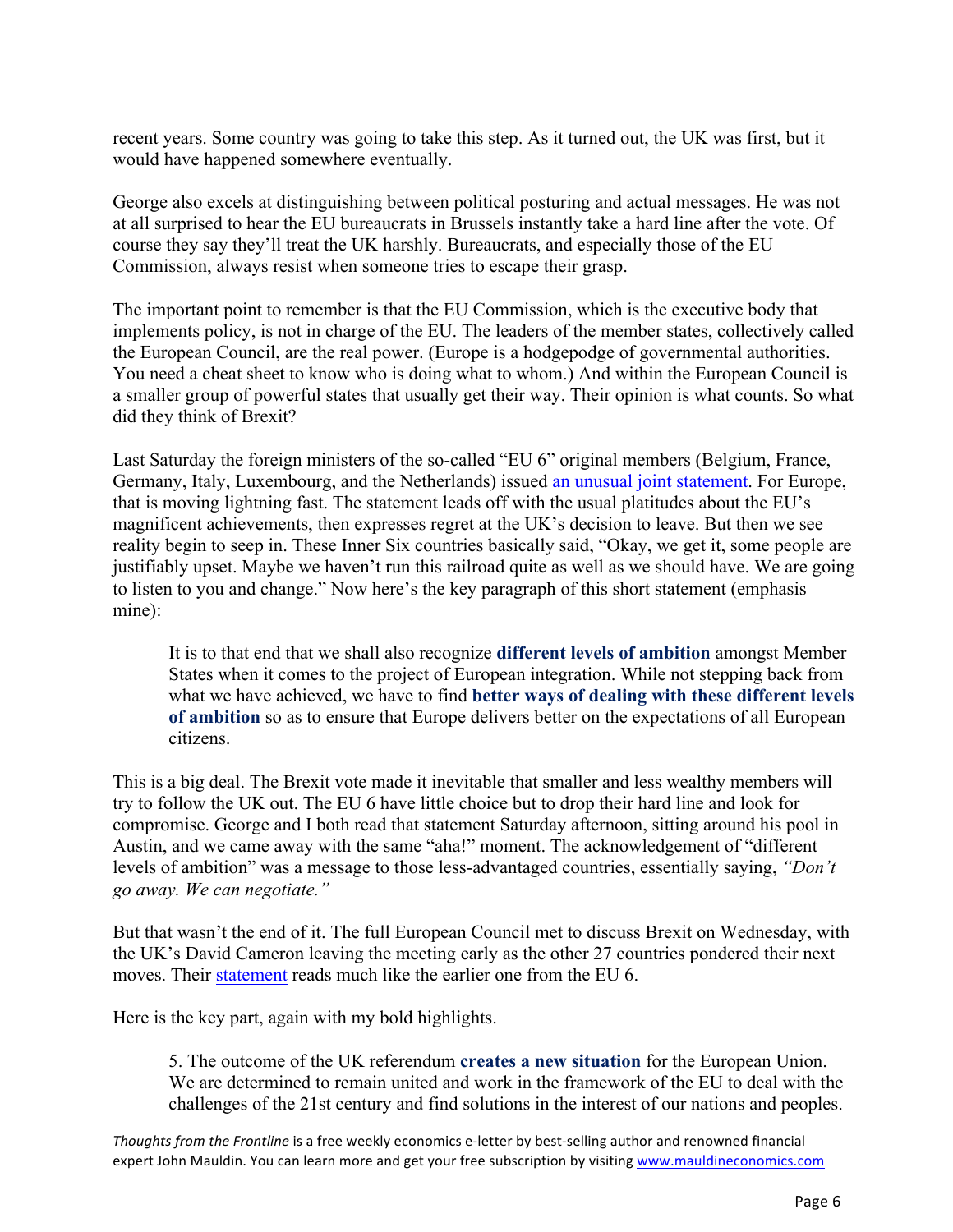recent years. Some country was going to take this step. As it turned out, the UK was first, but it would have happened somewhere eventually.

George also excels at distinguishing between political posturing and actual messages. He was not at all surprised to hear the EU bureaucrats in Brussels instantly take a hard line after the vote. Of course they say they'll treat the UK harshly. Bureaucrats, and especially those of the EU Commission, always resist when someone tries to escape their grasp.

The important point to remember is that the EU Commission, which is the executive body that implements policy, is not in charge of the EU. The leaders of the member states, collectively called the European Council, are the real power. (Europe is a hodgepodge of governmental authorities. You need a cheat sheet to know who is doing what to whom.) And within the European Council is a smaller group of powerful states that usually get their way. Their opinion is what counts. So what did they think of Brexit?

Last Saturday the foreign ministers of the so-called "EU 6" original members (Belgium, France, Germany, Italy, Luxembourg, and the Netherlands) issued an unusual joint statement. For Europe, that is moving lightning fast. The statement leads off with the usual platitudes about the EU's magnificent achievements, then expresses regret at the UK's decision to leave. But then we see reality begin to seep in. These Inner Six countries basically said, "Okay, we get it, some people are justifiably upset. Maybe we haven't run this railroad quite as well as we should have. We are going to listen to you and change." Now here's the key paragraph of this short statement (emphasis mine):

> It is to that end that we shall also recognize **different levels of ambition** amongst Member States when it comes to the project of European integration. While not stepping back from what we have achieved, we have to find **better ways of dealing with these different levels of ambition** so as to ensure that Europe delivers better on the expectations of all European citizens.

This is a big deal. The Brexit vote made it inevitable that smaller and less wealthy members will try to follow the UK out. The EU 6 have little choice but to drop their hard line and look for compromise. George and I both read that statement Saturday afternoon, sitting around his pool in Austin, and we came away with the same "aha!" moment. The acknowledgement of "different levels of ambition" was a message to those less-advantaged countries, essentially saying, *"Don't go away. We can negotiate."*

But that wasn't the end of it. The full European Council met to discuss Brexit on Wednesday, with the UK's David Cameron leaving the meeting early as the other 27 countries pondered their next moves. Their statement reads much like the earlier one from the EU 6.

Here is the key part, again with my bold highlights.

> 5. The outcome of the UK referendum **creates a new situation** for the European Union. We are determined to remain united and work in the framework of the EU to deal with the challenges of the 21st century and find solutions in the interest of our nations and peoples.

*Thoughts from the Frontline* is a free weekly economics e-letter by best-selling author and renowned financial expert John Mauldin. You can learn more and get your free subscription by visiting www.mauldineconomics.com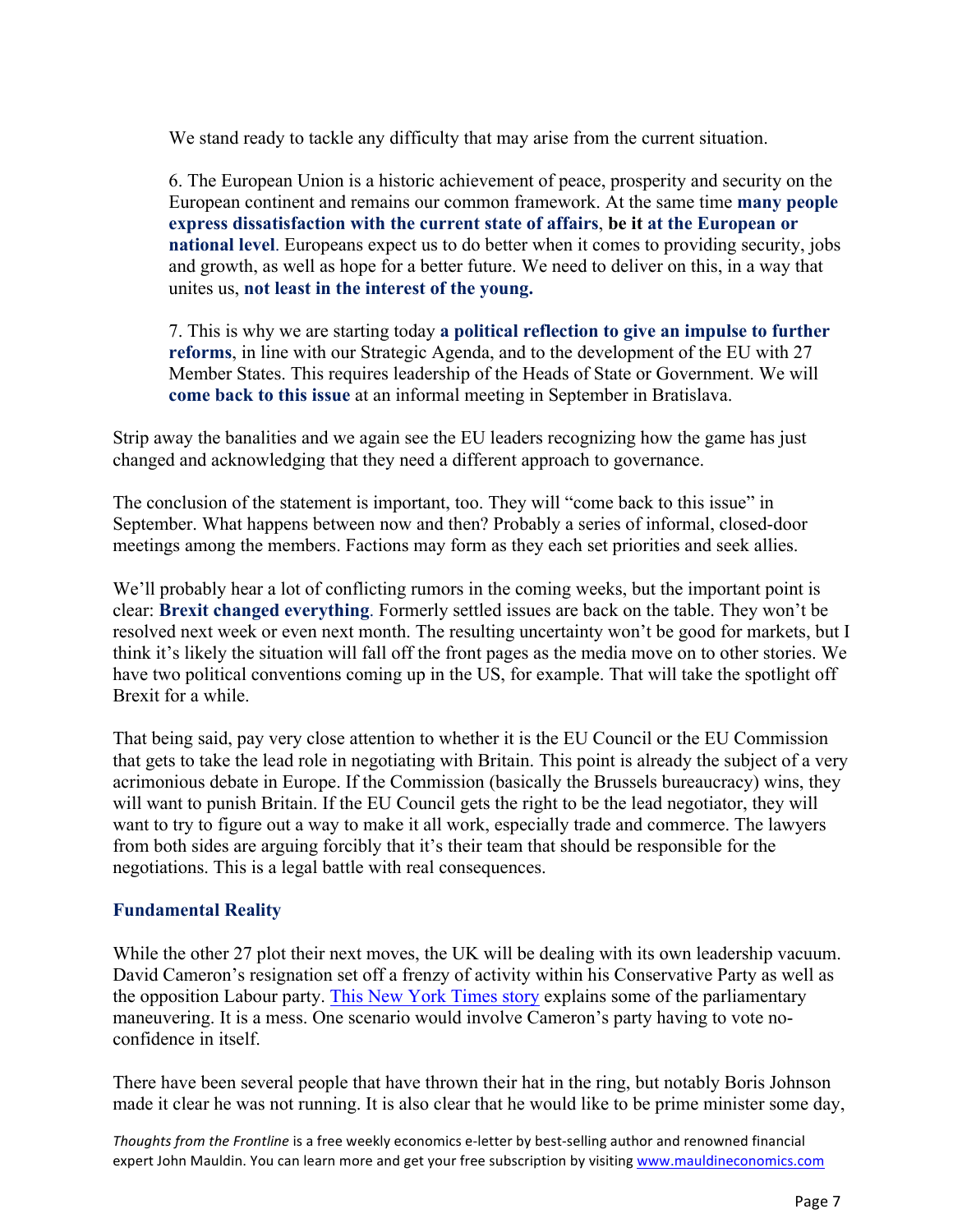We stand ready to tackle any difficulty that may arise from the current situation.

6. The European Union is a historic achievement of peace, prosperity and security on the European continent and remains our common framework. At the same time **many people express dissatisfaction with the current state of affairs**, **be it at the European or national level**. Europeans expect us to do better when it comes to providing security, jobs and growth, as well as hope for a better future. We need to deliver on this, in a way that unites us, **not least in the interest of the young.**

7. This is why we are starting today **a political reflection to give an impulse to further reforms**, in line with our Strategic Agenda, and to the development of the EU with 27 Member States. This requires leadership of the Heads of State or Government. We will **come back to this issue** at an informal meeting in September in Bratislava.

Strip away the banalities and we again see the EU leaders recognizing how the game has just changed and acknowledging that they need a different approach to governance.

The conclusion of the statement is important, too. They will "come back to this issue" in September. What happens between now and then? Probably a series of informal, closed-door meetings among the members. Factions may form as they each set priorities and seek allies.

We'll probably hear a lot of conflicting rumors in the coming weeks, but the important point is clear: **Brexit changed everything**. Formerly settled issues are back on the table. They won't be resolved next week or even next month. The resulting uncertainty won't be good for markets, but I think it's likely the situation will fall off the front pages as the media move on to other stories. We have two political conventions coming up in the US, for example. That will take the spotlight off Brexit for a while.

That being said, pay very close attention to whether it is the EU Council or the EU Commission that gets to take the lead role in negotiating with Britain. This point is already the subject of a very acrimonious debate in Europe. If the Commission (basically the Brussels bureaucracy) wins, they will want to punish Britain. If the EU Council gets the right to be the lead negotiator, they will want to try to figure out a way to make it all work, especially trade and commerce. The lawyers from both sides are arguing forcibly that it's their team that should be responsible for the negotiations. This is a legal battle with real consequences.

## Fundamental Reality

While the other 27 plot their next moves, the UK will be dealing with its own leadership vacuum. David Cameron's resignation set off a frenzy of activity within his Conservative Party as well as the opposition Labour party. This New York Times story explains some of the parliamentary maneuvering. It is a mess. One scenario would involve Cameron's party having to vote no-confidence in itself.

There have been several people that have thrown their hat in the ring, but notably Boris Johnson made it clear he was not running. It is also clear that he would like to be prime minister some day,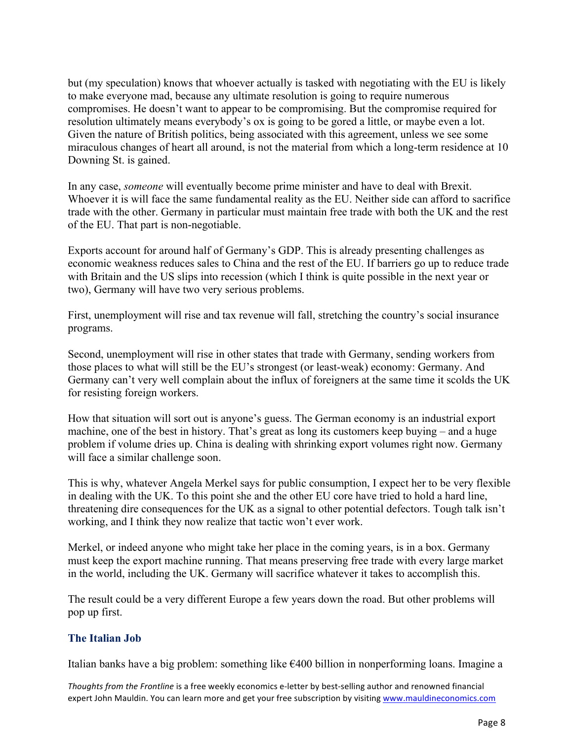but (my speculation) knows that whoever actually is tasked with negotiating with the EU is likely to make everyone mad, because any ultimate resolution is going to require numerous compromises. He doesn't want to appear to be compromising. But the compromise required for resolution ultimately means everybody's ox is going to be gored a little, or maybe even a lot. Given the nature of British politics, being associated with this agreement, unless we see some miraculous changes of heart all around, is not the material from which a long-term residence at 10 Downing St. is gained.

In any case, *someone* will eventually become prime minister and have to deal with Brexit. Whoever it is will face the same fundamental reality as the EU. Neither side can afford to sacrifice trade with the other. Germany in particular must maintain free trade with both the UK and the rest of the EU. That part is non-negotiable.

Exports account for around half of Germany's GDP. This is already presenting challenges as economic weakness reduces sales to China and the rest of the EU. If barriers go up to reduce trade with Britain and the US slips into recession (which I think is quite possible in the next year or two), Germany will have two very serious problems.

First, unemployment will rise and tax revenue will fall, stretching the country's social insurance programs.

Second, unemployment will rise in other states that trade with Germany, sending workers from those places to what will still be the EU's strongest (or least-weak) economy: Germany. And Germany can't very well complain about the influx of foreigners at the same time it scolds the UK for resisting foreign workers.

How that situation will sort out is anyone's guess. The German economy is an industrial export machine, one of the best in history. That's great as long its customers keep buying – and a huge problem if volume dries up. China is dealing with shrinking export volumes right now. Germany will face a similar challenge soon.

This is why, whatever Angela Merkel says for public consumption, I expect her to be very flexible in dealing with the UK. To this point she and the other EU core have tried to hold a hard line, threatening dire consequences for the UK as a signal to other potential defectors. Tough talk isn't working, and I think they now realize that tactic won't ever work.

Merkel, or indeed anyone who might take her place in the coming years, is in a box. Germany must keep the export machine running. That means preserving free trade with every large market in the world, including the UK. Germany will sacrifice whatever it takes to accomplish this.

The result could be a very different Europe a few years down the road. But other problems will pop up first.

## The Italian Job

Italian banks have a big problem: something like €400 billion in nonperforming loans. Imagine a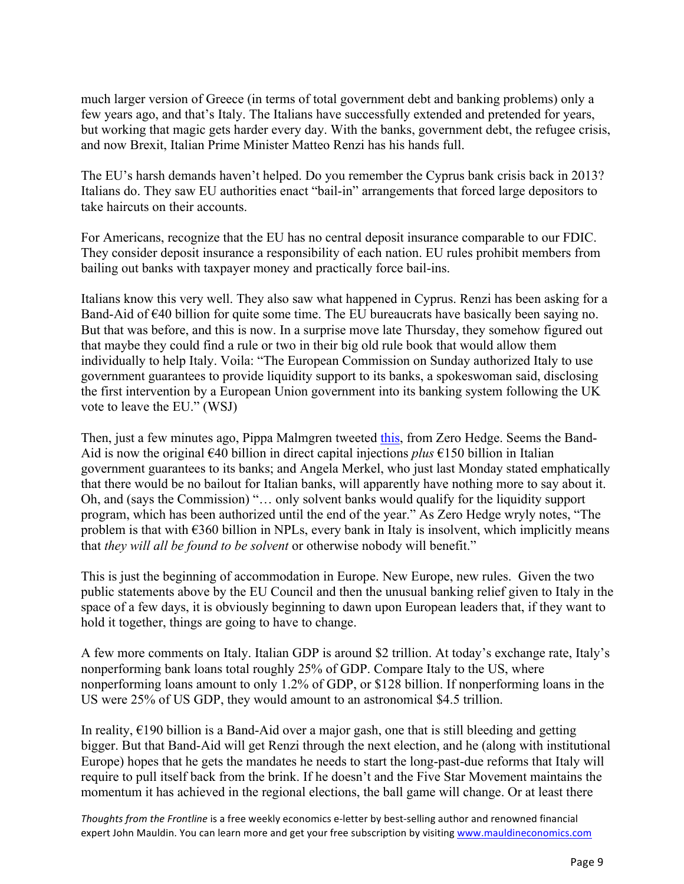much larger version of Greece (in terms of total government debt and banking problems) only a few years ago, and that's Italy. The Italians have successfully extended and pretended for years, but working that magic gets harder every day. With the banks, government debt, the refugee crisis, and now Brexit, Italian Prime Minister Matteo Renzi has his hands full.

The EU's harsh demands haven't helped. Do you remember the Cyprus bank crisis back in 2013? Italians do. They saw EU authorities enact "bail-in" arrangements that forced large depositors to take haircuts on their accounts.

For Americans, recognize that the EU has no central deposit insurance comparable to our FDIC. They consider deposit insurance a responsibility of each nation. EU rules prohibit members from bailing out banks with taxpayer money and practically force bail-ins.

Italians know this very well. They also saw what happened in Cyprus. Renzi has been asking for a Band-Aid of €40 billion for quite some time. The EU bureaucrats have basically been saying no. But that was before, and this is now. In a surprise move late Thursday, they somehow figured out that maybe they could find a rule or two in their big old rule book that would allow them individually to help Italy. Voila: "The European Commission on Sunday authorized Italy to use government guarantees to provide liquidity support to its banks, a spokeswoman said, disclosing the first intervention by a European Union government into its banking system following the UK vote to leave the EU." (WSJ)

Then, just a few minutes ago, Pippa Malmgren tweeted [this](), from Zero Hedge. Seems the Band-Aid is now the original €40 billion in direct capital injections *plus* €150 billion in Italian government guarantees to its banks; and Angela Merkel, who just last Monday stated emphatically that there would be no bailout for Italian banks, will apparently have nothing more to say about it. Oh, and (says the Commission) "… only solvent banks would qualify for the liquidity support program, which has been authorized until the end of the year." As Zero Hedge wryly notes, "The problem is that with €360 billion in NPLs, every bank in Italy is insolvent, which implicitly means that *they will all be found to be solvent* or otherwise nobody will benefit."

This is just the beginning of accommodation in Europe. New Europe, new rules. Given the two public statements above by the EU Council and then the unusual banking relief given to Italy in the space of a few days, it is obviously beginning to dawn upon European leaders that, if they want to hold it together, things are going to have to change.

A few more comments on Italy. Italian GDP is around $2 trillion. At today's exchange rate, Italy's nonperforming bank loans total roughly 25% of GDP. Compare Italy to the US, where nonperforming loans amount to only 1.2% of GDP, or $128 billion. If nonperforming loans in the US were 25% of US GDP, they would amount to an astronomical $4.5 trillion.

In reality, €190 billion is a Band-Aid over a major gash, one that is still bleeding and getting bigger. But that Band-Aid will get Renzi through the next election, and he (along with institutional Europe) hopes that he gets the mandates he needs to start the long-past-due reforms that Italy will require to pull itself back from the brink. If he doesn't and the Five Star Movement maintains the momentum it has achieved in the regional elections, the ball game will change. Or at least there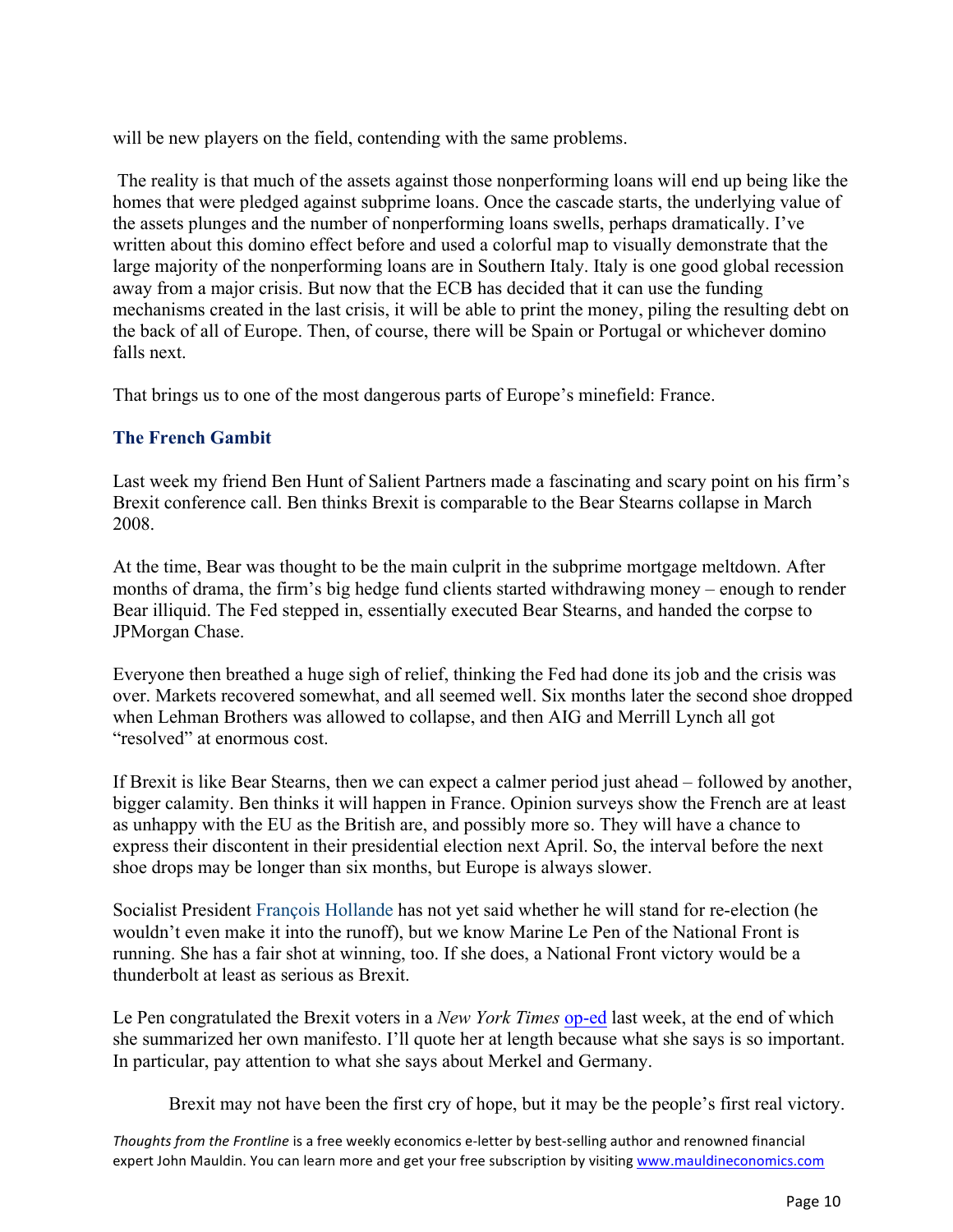will be new players on the field, contending with the same problems.

The reality is that much of the assets against those nonperforming loans will end up being like the homes that were pledged against subprime loans. Once the cascade starts, the underlying value of the assets plunges and the number of nonperforming loans swells, perhaps dramatically. I've written about this domino effect before and used a colorful map to visually demonstrate that the large majority of the nonperforming loans are in Southern Italy. Italy is one good global recession away from a major crisis. But now that the ECB has decided that it can use the funding mechanisms created in the last crisis, it will be able to print the money, piling the resulting debt on the back of all of Europe. Then, of course, there will be Spain or Portugal or whichever domino falls next.

That brings us to one of the most dangerous parts of Europe's minefield: France.

### The French Gambit

Last week my friend Ben Hunt of Salient Partners made a fascinating and scary point on his firm's Brexit conference call. Ben thinks Brexit is comparable to the Bear Stearns collapse in March 2008.

At the time, Bear was thought to be the main culprit in the subprime mortgage meltdown. After months of drama, the firm's big hedge fund clients started withdrawing money – enough to render Bear illiquid. The Fed stepped in, essentially executed Bear Stearns, and handed the corpse to JPMorgan Chase.

Everyone then breathed a huge sigh of relief, thinking the Fed had done its job and the crisis was over. Markets recovered somewhat, and all seemed well. Six months later the second shoe dropped when Lehman Brothers was allowed to collapse, and then AIG and Merrill Lynch all got "resolved" at enormous cost.

If Brexit is like Bear Stearns, then we can expect a calmer period just ahead – followed by another, bigger calamity. Ben thinks it will happen in France. Opinion surveys show the French are at least as unhappy with the EU as the British are, and possibly more so. They will have a chance to express their discontent in their presidential election next April. So, the interval before the next shoe drops may be longer than six months, but Europe is always slower.

Socialist President François Hollande has not yet said whether he will stand for re-election (he wouldn't even make it into the runoff), but we know Marine Le Pen of the National Front is running. She has a fair shot at winning, too. If she does, a National Front victory would be a thunderbolt at least as serious as Brexit.

Le Pen congratulated the Brexit voters in a *New York Times* op-ed last week, at the end of which she summarized her own manifesto. I'll quote her at length because what she says is so important. In particular, pay attention to what she says about Merkel and Germany.

> Brexit may not have been the first cry of hope, but it may be the people's first real victory.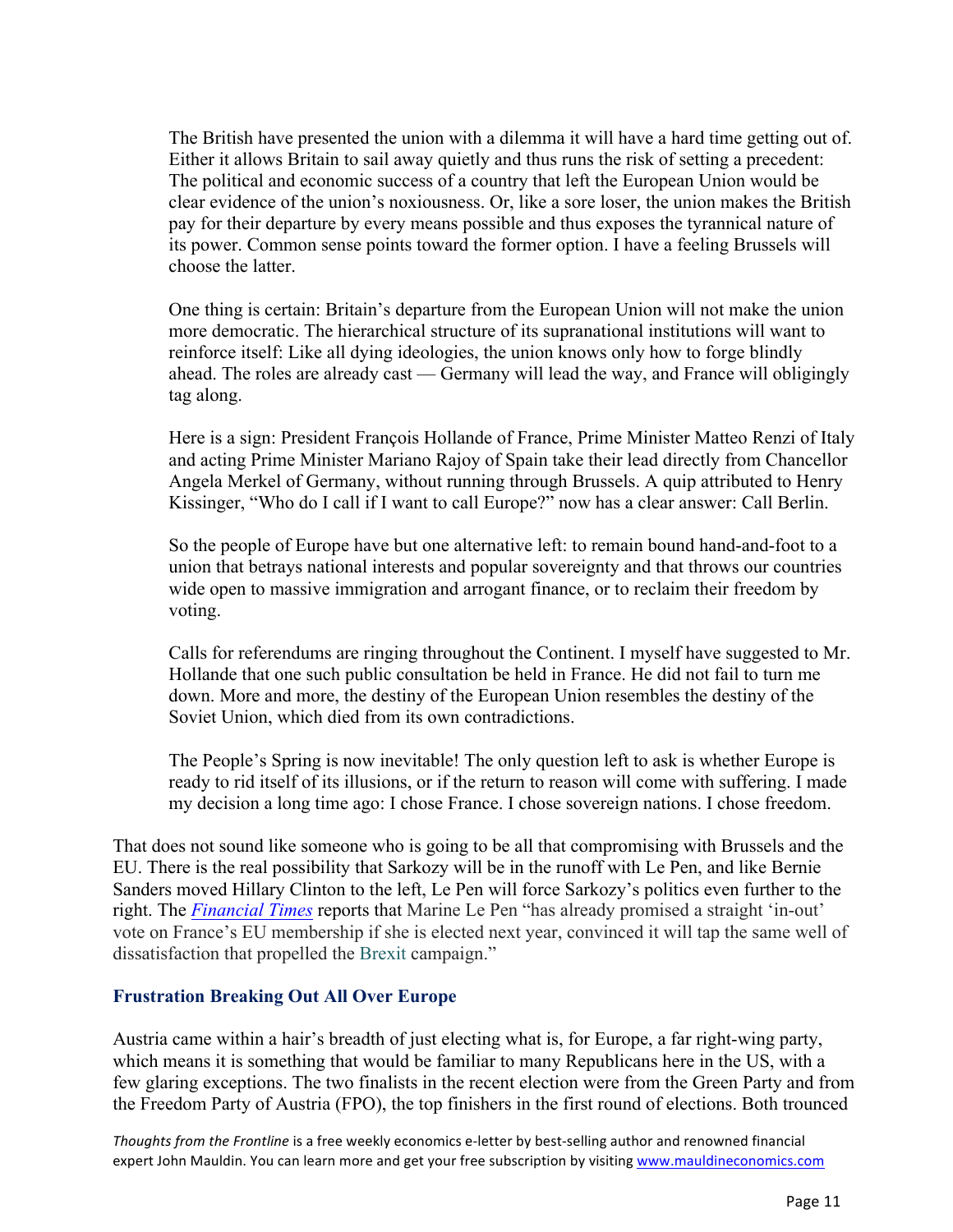> The British have presented the union with a dilemma it will have a hard time getting out of. Either it allows Britain to sail away quietly and thus runs the risk of setting a precedent: The political and economic success of a country that left the European Union would be clear evidence of the union's noxiousness. Or, like a sore loser, the union makes the British pay for their departure by every means possible and thus exposes the tyrannical nature of its power. Common sense points toward the former option. I have a feeling Brussels will choose the latter.
>
> One thing is certain: Britain's departure from the European Union will not make the union more democratic. The hierarchical structure of its supranational institutions will want to reinforce itself: Like all dying ideologies, the union knows only how to forge blindly ahead. The roles are already cast — Germany will lead the way, and France will obligingly tag along.
>
> Here is a sign: President François Hollande of France, Prime Minister Matteo Renzi of Italy and acting Prime Minister Mariano Rajoy of Spain take their lead directly from Chancellor Angela Merkel of Germany, without running through Brussels. A quip attributed to Henry Kissinger, "Who do I call if I want to call Europe?" now has a clear answer: Call Berlin.
>
> So the people of Europe have but one alternative left: to remain bound hand-and-foot to a union that betrays national interests and popular sovereignty and that throws our countries wide open to massive immigration and arrogant finance, or to reclaim their freedom by voting.
>
> Calls for referendums are ringing throughout the Continent. I myself have suggested to Mr. Hollande that one such public consultation be held in France. He did not fail to turn me down. More and more, the destiny of the European Union resembles the destiny of the Soviet Union, which died from its own contradictions.
>
> The People's Spring is now inevitable! The only question left to ask is whether Europe is ready to rid itself of its illusions, or if the return to reason will come with suffering. I made my decision a long time ago: I chose France. I chose sovereign nations. I chose freedom.

That does not sound like someone who is going to be all that compromising with Brussels and the EU. There is the real possibility that Sarkozy will be in the runoff with Le Pen, and like Bernie Sanders moved Hillary Clinton to the left, Le Pen will force Sarkozy's politics even further to the right. The *Financial Times* reports that Marine Le Pen "has already promised a straight 'in-out' vote on France's EU membership if she is elected next year, convinced it will tap the same well of dissatisfaction that propelled the Brexit campaign."

### Frustration Breaking Out All Over Europe

Austria came within a hair's breadth of just electing what is, for Europe, a far right-wing party, which means it is something that would be familiar to many Republicans here in the US, with a few glaring exceptions. The two finalists in the recent election were from the Green Party and from the Freedom Party of Austria (FPO), the top finishers in the first round of elections. Both trounced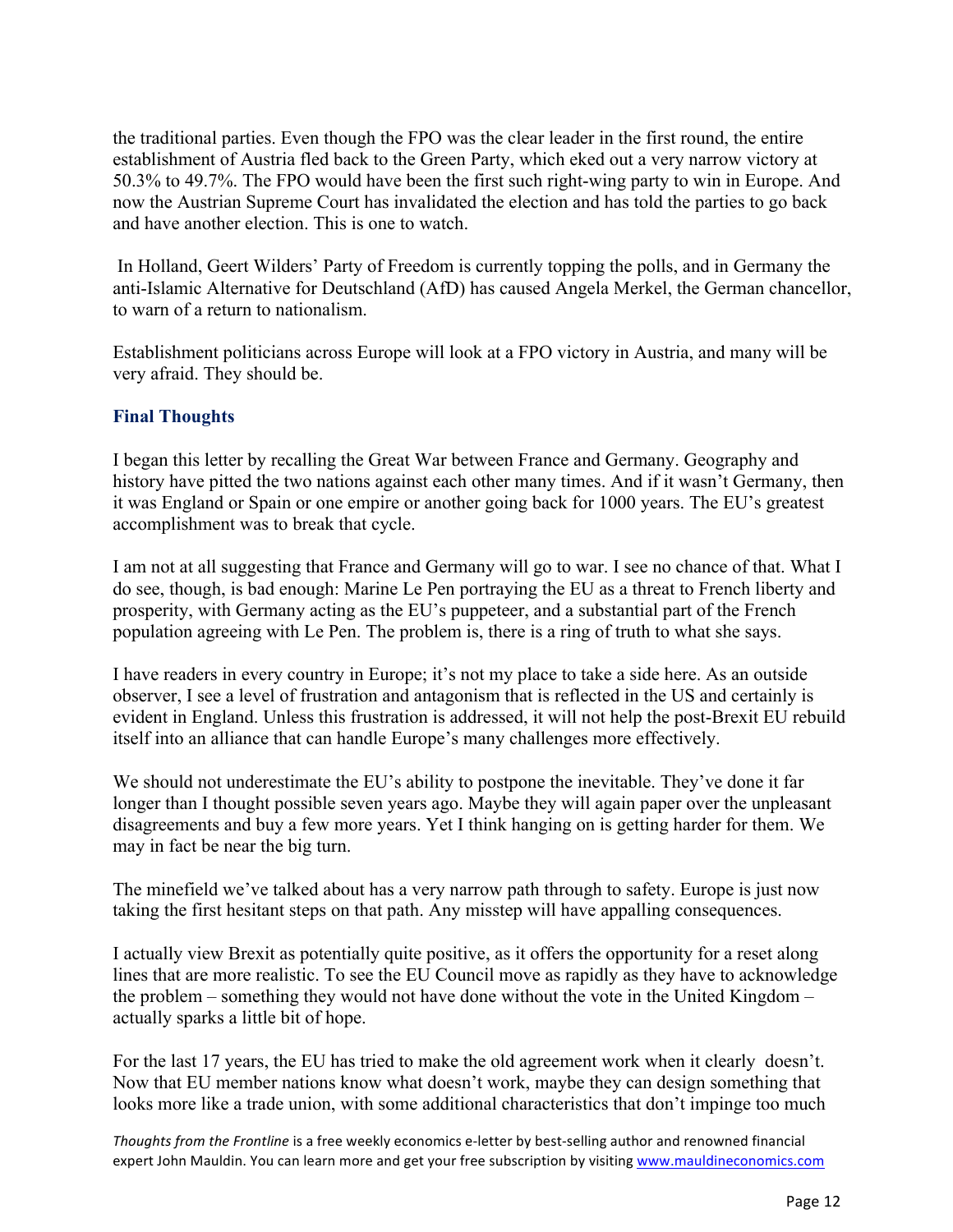the traditional parties. Even though the FPO was the clear leader in the first round, the entire establishment of Austria fled back to the Green Party, which eked out a very narrow victory at 50.3% to 49.7%. The FPO would have been the first such right-wing party to win in Europe. And now the Austrian Supreme Court has invalidated the election and has told the parties to go back and have another election. This is one to watch.

In Holland, Geert Wilders' Party of Freedom is currently topping the polls, and in Germany the anti-Islamic Alternative for Deutschland (AfD) has caused Angela Merkel, the German chancellor, to warn of a return to nationalism.

Establishment politicians across Europe will look at a FPO victory in Austria, and many will be very afraid. They should be.

## Final Thoughts

I began this letter by recalling the Great War between France and Germany. Geography and history have pitted the two nations against each other many times. And if it wasn't Germany, then it was England or Spain or one empire or another going back for 1000 years. The EU's greatest accomplishment was to break that cycle.

I am not at all suggesting that France and Germany will go to war. I see no chance of that. What I do see, though, is bad enough: Marine Le Pen portraying the EU as a threat to French liberty and prosperity, with Germany acting as the EU's puppeteer, and a substantial part of the French population agreeing with Le Pen. The problem is, there is a ring of truth to what she says.

I have readers in every country in Europe; it's not my place to take a side here. As an outside observer, I see a level of frustration and antagonism that is reflected in the US and certainly is evident in England. Unless this frustration is addressed, it will not help the post-Brexit EU rebuild itself into an alliance that can handle Europe's many challenges more effectively.

We should not underestimate the EU's ability to postpone the inevitable. They've done it far longer than I thought possible seven years ago. Maybe they will again paper over the unpleasant disagreements and buy a few more years. Yet I think hanging on is getting harder for them. We may in fact be near the big turn.

The minefield we've talked about has a very narrow path through to safety. Europe is just now taking the first hesitant steps on that path. Any misstep will have appalling consequences.

I actually view Brexit as potentially quite positive, as it offers the opportunity for a reset along lines that are more realistic. To see the EU Council move as rapidly as they have to acknowledge the problem – something they would not have done without the vote in the United Kingdom – actually sparks a little bit of hope.

For the last 17 years, the EU has tried to make the old agreement work when it clearly doesn't. Now that EU member nations know what doesn't work, maybe they can design something that looks more like a trade union, with some additional characteristics that don't impinge too much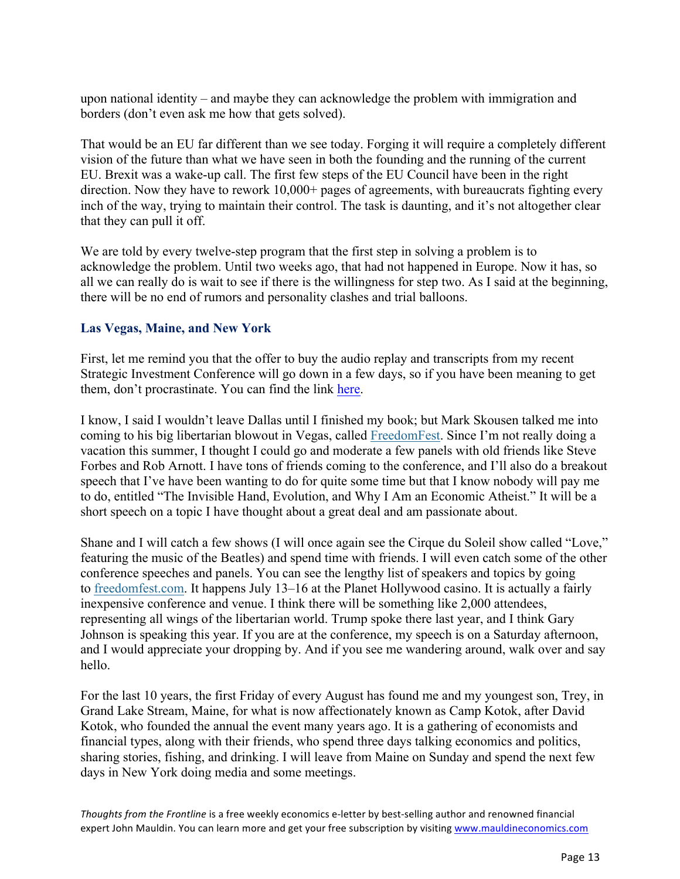upon national identity – and maybe they can acknowledge the problem with immigration and borders (don't even ask me how that gets solved).

That would be an EU far different than we see today. Forging it will require a completely different vision of the future than what we have seen in both the founding and the running of the current EU. Brexit was a wake-up call. The first few steps of the EU Council have been in the right direction. Now they have to rework 10,000+ pages of agreements, with bureaucrats fighting every inch of the way, trying to maintain their control. The task is daunting, and it's not altogether clear that they can pull it off.

We are told by every twelve-step program that the first step in solving a problem is to acknowledge the problem. Until two weeks ago, that had not happened in Europe. Now it has, so all we can really do is wait to see if there is the willingness for step two. As I said at the beginning, there will be no end of rumors and personality clashes and trial balloons.

### Las Vegas, Maine, and New York

First, let me remind you that the offer to buy the audio replay and transcripts from my recent Strategic Investment Conference will go down in a few days, so if you have been meaning to get them, don't procrastinate. You can find the link here.

I know, I said I wouldn't leave Dallas until I finished my book; but Mark Skousen talked me into coming to his big libertarian blowout in Vegas, called FreedomFest. Since I'm not really doing a vacation this summer, I thought I could go and moderate a few panels with old friends like Steve Forbes and Rob Arnott. I have tons of friends coming to the conference, and I'll also do a breakout speech that I've have been wanting to do for quite some time but that I know nobody will pay me to do, entitled "The Invisible Hand, Evolution, and Why I Am an Economic Atheist." It will be a short speech on a topic I have thought about a great deal and am passionate about.

Shane and I will catch a few shows (I will once again see the Cirque du Soleil show called "Love," featuring the music of the Beatles) and spend time with friends. I will even catch some of the other conference speeches and panels. You can see the lengthy list of speakers and topics by going to freedomfest.com. It happens July 13–16 at the Planet Hollywood casino. It is actually a fairly inexpensive conference and venue. I think there will be something like 2,000 attendees, representing all wings of the libertarian world. Trump spoke there last year, and I think Gary Johnson is speaking this year. If you are at the conference, my speech is on a Saturday afternoon, and I would appreciate your dropping by. And if you see me wandering around, walk over and say hello.

For the last 10 years, the first Friday of every August has found me and my youngest son, Trey, in Grand Lake Stream, Maine, for what is now affectionately known as Camp Kotok, after David Kotok, who founded the annual the event many years ago. It is a gathering of economists and financial types, along with their friends, who spend three days talking economics and politics, sharing stories, fishing, and drinking. I will leave from Maine on Sunday and spend the next few days in New York doing media and some meetings.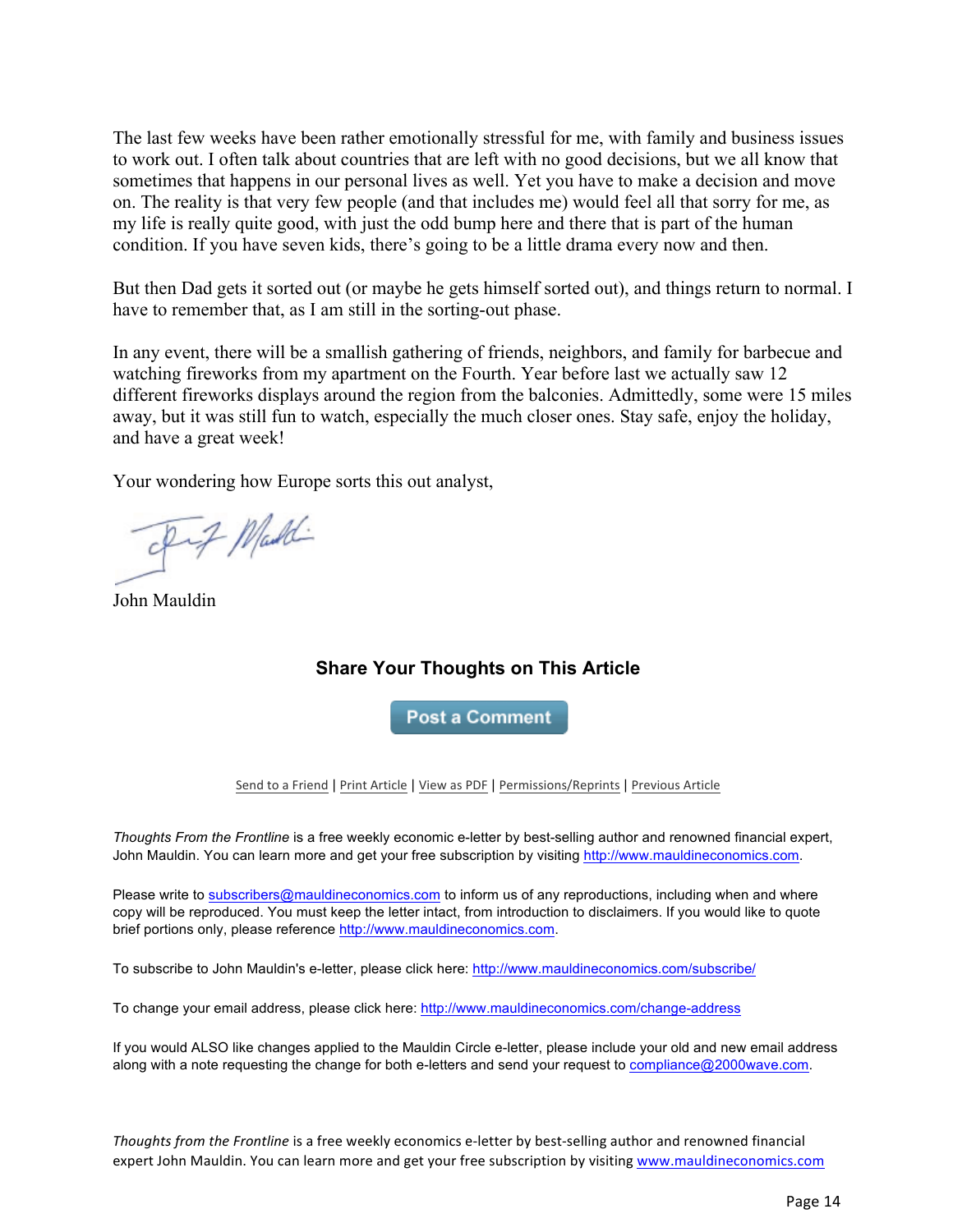The last few weeks have been rather emotionally stressful for me, with family and business issues to work out. I often talk about countries that are left with no good decisions, but we all know that sometimes that happens in our personal lives as well. Yet you have to make a decision and move on. The reality is that very few people (and that includes me) would feel all that sorry for me, as my life is really quite good, with just the odd bump here and there that is part of the human condition. If you have seven kids, there's going to be a little drama every now and then.

But then Dad gets it sorted out (or maybe he gets himself sorted out), and things return to normal. I have to remember that, as I am still in the sorting-out phase.

In any event, there will be a smallish gathering of friends, neighbors, and family for barbecue and watching fireworks from my apartment on the Fourth. Year before last we actually saw 12 different fireworks displays around the region from the balconies. Admittedly, some were 15 miles away, but it was still fun to watch, especially the much closer ones. Stay safe, enjoy the holiday, and have a great week!

Your wondering how Europe sorts this out analyst,

John Mauldin

### Share Your Thoughts on This Article

Post a Comment

Send to a Friend | Print Article | View as PDF | Permissions/Reprints | Previous Article

*Thoughts From the Frontline* is a free weekly economic e-letter by best-selling author and renowned financial expert, John Mauldin. You can learn more and get your free subscription by visiting http://www.mauldineconomics.com.

Please write to subscribers@mauldineconomics.com to inform us of any reproductions, including when and where copy will be reproduced. You must keep the letter intact, from introduction to disclaimers. If you would like to quote brief portions only, please reference http://www.mauldineconomics.com.

To subscribe to John Mauldin's e-letter, please click here: http://www.mauldineconomics.com/subscribe/

To change your email address, please click here: http://www.mauldineconomics.com/change-address

If you would ALSO like changes applied to the Mauldin Circle e-letter, please include your old and new email address along with a note requesting the change for both e-letters and send your request to compliance@2000wave.com.

*Thoughts from the Frontline* is a free weekly economics e-letter by best-selling author and renowned financial expert John Mauldin. You can learn more and get your free subscription by visiting www.mauldineconomics.com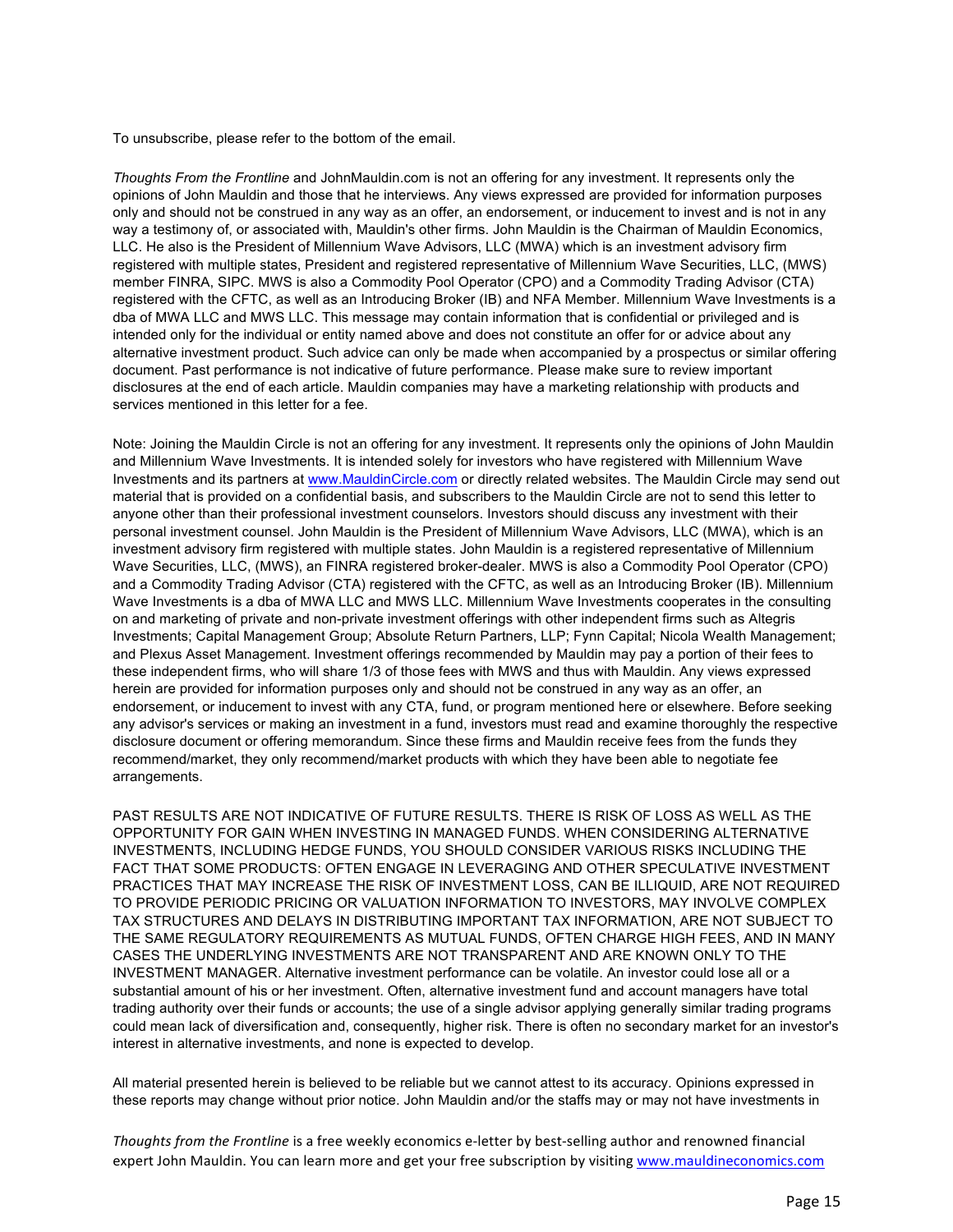To unsubscribe, please refer to the bottom of the email.

*Thoughts From the Frontline* and JohnMauldin.com is not an offering for any investment. It represents only the opinions of John Mauldin and those that he interviews. Any views expressed are provided for information purposes only and should not be construed in any way as an offer, an endorsement, or inducement to invest and is not in any way a testimony of, or associated with, Mauldin's other firms. John Mauldin is the Chairman of Mauldin Economics, LLC. He also is the President of Millennium Wave Advisors, LLC (MWA) which is an investment advisory firm registered with multiple states, President and registered representative of Millennium Wave Securities, LLC, (MWS) member FINRA, SIPC. MWS is also a Commodity Pool Operator (CPO) and a Commodity Trading Advisor (CTA) registered with the CFTC, as well as an Introducing Broker (IB) and NFA Member. Millennium Wave Investments is a dba of MWA LLC and MWS LLC. This message may contain information that is confidential or privileged and is intended only for the individual or entity named above and does not constitute an offer for or advice about any alternative investment product. Such advice can only be made when accompanied by a prospectus or similar offering document. Past performance is not indicative of future performance. Please make sure to review important disclosures at the end of each article. Mauldin companies may have a marketing relationship with products and services mentioned in this letter for a fee.

Note: Joining the Mauldin Circle is not an offering for any investment. It represents only the opinions of John Mauldin and Millennium Wave Investments. It is intended solely for investors who have registered with Millennium Wave Investments and its partners at www.MauldinCircle.com or directly related websites. The Mauldin Circle may send out material that is provided on a confidential basis, and subscribers to the Mauldin Circle are not to send this letter to anyone other than their professional investment counselors. Investors should discuss any investment with their personal investment counsel. John Mauldin is the President of Millennium Wave Advisors, LLC (MWA), which is an investment advisory firm registered with multiple states. John Mauldin is a registered representative of Millennium Wave Securities, LLC, (MWS), an FINRA registered broker-dealer. MWS is also a Commodity Pool Operator (CPO) and a Commodity Trading Advisor (CTA) registered with the CFTC, as well as an Introducing Broker (IB). Millennium Wave Investments is a dba of MWA LLC and MWS LLC. Millennium Wave Investments cooperates in the consulting on and marketing of private and non-private investment offerings with other independent firms such as Altegris Investments; Capital Management Group; Absolute Return Partners, LLP; Fynn Capital; Nicola Wealth Management; and Plexus Asset Management. Investment offerings recommended by Mauldin may pay a portion of their fees to these independent firms, who will share 1/3 of those fees with MWS and thus with Mauldin. Any views expressed herein are provided for information purposes only and should not be construed in any way as an offer, an endorsement, or inducement to invest with any CTA, fund, or program mentioned here or elsewhere. Before seeking any advisor's services or making an investment in a fund, investors must read and examine thoroughly the respective disclosure document or offering memorandum. Since these firms and Mauldin receive fees from the funds they recommend/market, they only recommend/market products with which they have been able to negotiate fee arrangements.

PAST RESULTS ARE NOT INDICATIVE OF FUTURE RESULTS. THERE IS RISK OF LOSS AS WELL AS THE OPPORTUNITY FOR GAIN WHEN INVESTING IN MANAGED FUNDS. WHEN CONSIDERING ALTERNATIVE INVESTMENTS, INCLUDING HEDGE FUNDS, YOU SHOULD CONSIDER VARIOUS RISKS INCLUDING THE FACT THAT SOME PRODUCTS: OFTEN ENGAGE IN LEVERAGING AND OTHER SPECULATIVE INVESTMENT PRACTICES THAT MAY INCREASE THE RISK OF INVESTMENT LOSS, CAN BE ILLIQUID, ARE NOT REQUIRED TO PROVIDE PERIODIC PRICING OR VALUATION INFORMATION TO INVESTORS, MAY INVOLVE COMPLEX TAX STRUCTURES AND DELAYS IN DISTRIBUTING IMPORTANT TAX INFORMATION, ARE NOT SUBJECT TO THE SAME REGULATORY REQUIREMENTS AS MUTUAL FUNDS, OFTEN CHARGE HIGH FEES, AND IN MANY CASES THE UNDERLYING INVESTMENTS ARE NOT TRANSPARENT AND ARE KNOWN ONLY TO THE INVESTMENT MANAGER. Alternative investment performance can be volatile. An investor could lose all or a substantial amount of his or her investment. Often, alternative investment fund and account managers have total trading authority over their funds or accounts; the use of a single advisor applying generally similar trading programs could mean lack of diversification and, consequently, higher risk. There is often no secondary market for an investor's interest in alternative investments, and none is expected to develop.

All material presented herein is believed to be reliable but we cannot attest to its accuracy. Opinions expressed in these reports may change without prior notice. John Mauldin and/or the staffs may or may not have investments in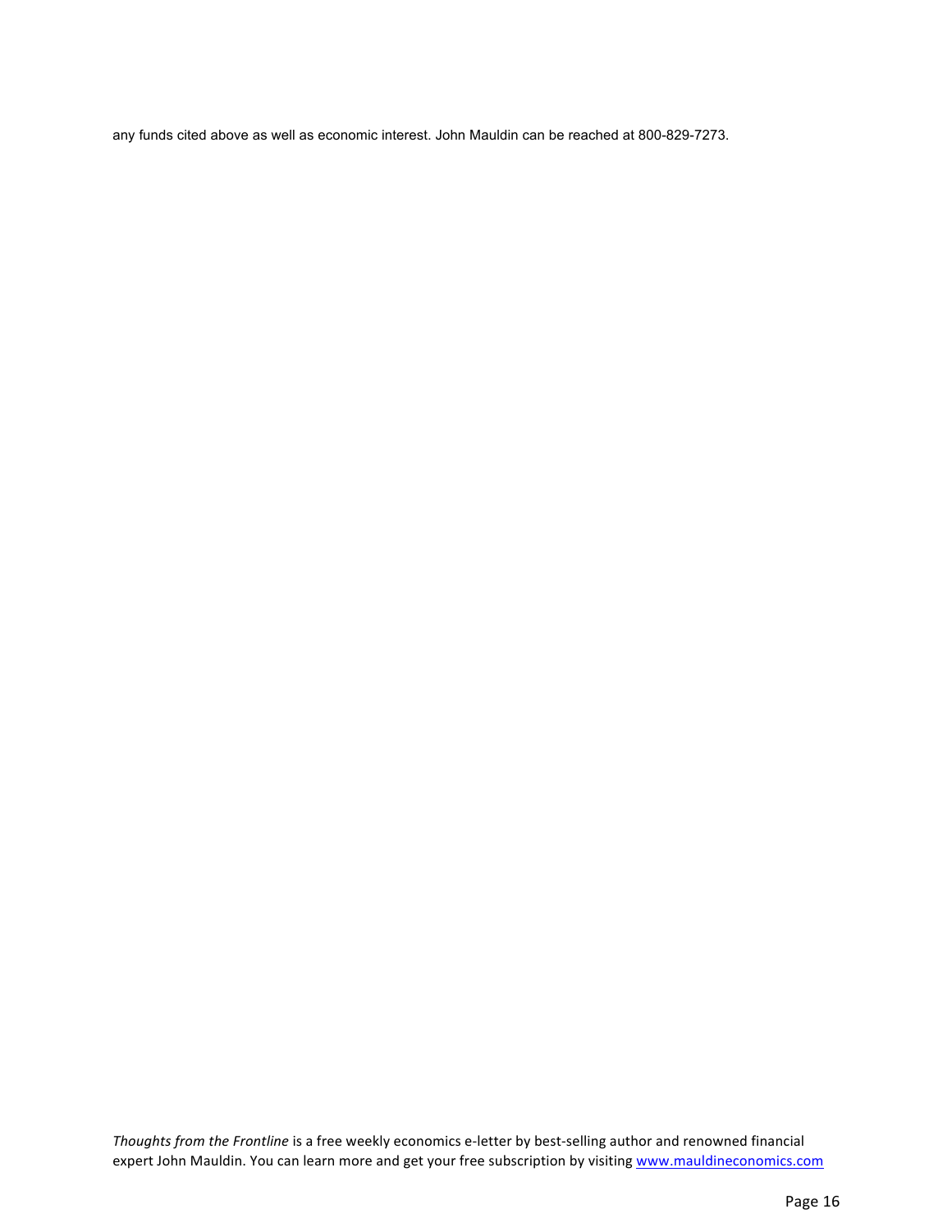any funds cited above as well as economic interest. John Mauldin can be reached at 800-829-7273.